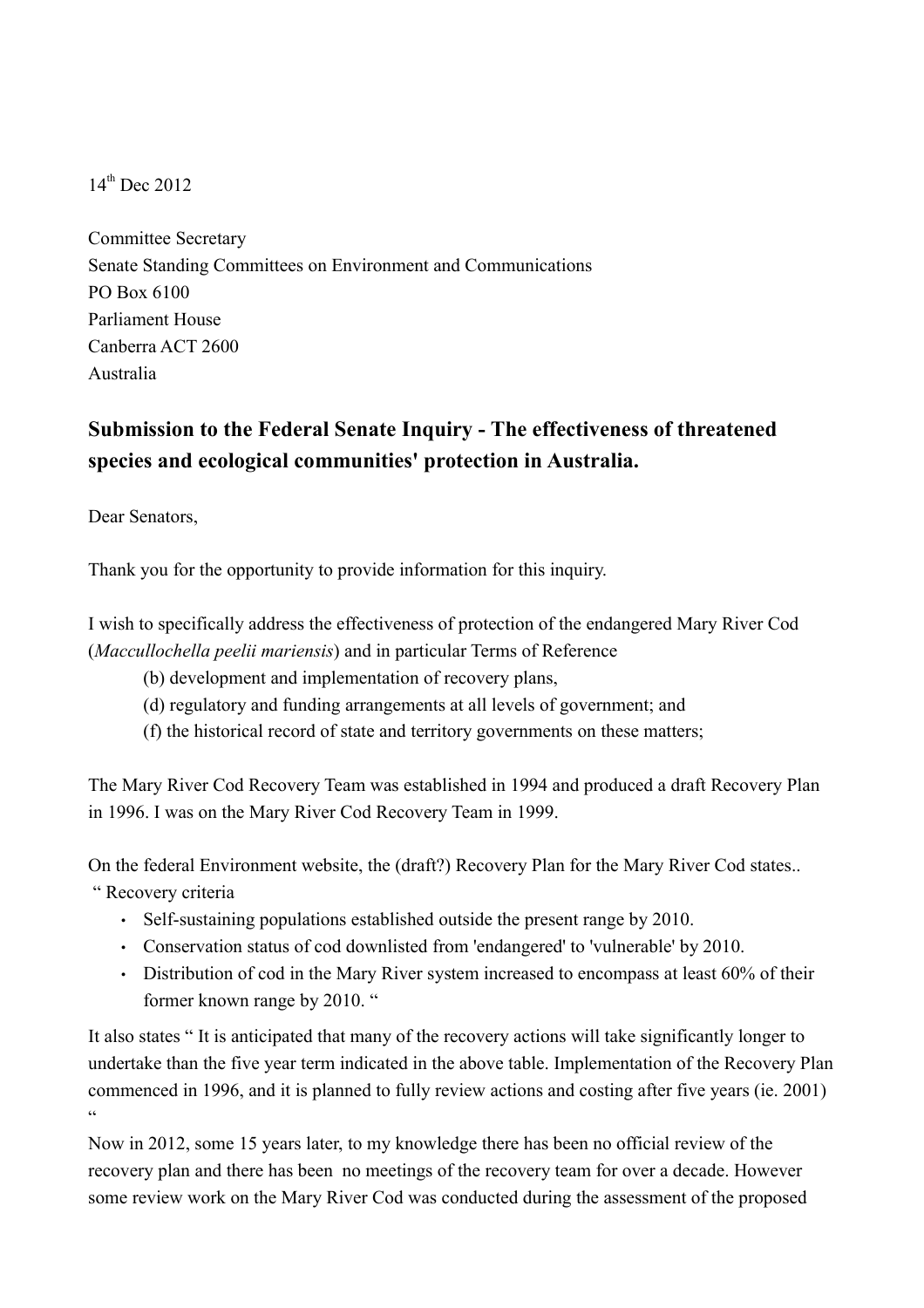14th Dec 2012

Committee Secretary
Senate Standing Committees on Environment and Communications
PO Box 6100
Parliament House
Canberra ACT 2600
Australia

## Submission to the Federal Senate Inquiry - The effectiveness of threatened species and ecological communities' protection in Australia.

Dear Senators,

Thank you for the opportunity to provide information for this inquiry.

I wish to specifically address the effectiveness of protection of the endangered Mary River Cod (*Maccullochella peelii mariensis*) and in particular Terms of Reference

> (b) development and implementation of recovery plans,
> (d) regulatory and funding arrangements at all levels of government; and
> (f) the historical record of state and territory governments on these matters;

The Mary River Cod Recovery Team was established in 1994 and produced a draft Recovery Plan in 1996. I was on the Mary River Cod Recovery Team in 1999.

On the federal Environment website, the (draft?) Recovery Plan for the Mary River Cod states..
" Recovery criteria

- Self-sustaining populations established outside the present range by 2010.
- Conservation status of cod downlisted from 'endangered' to 'vulnerable' by 2010.
- Distribution of cod in the Mary River system increased to encompass at least 60% of their former known range by 2010. "

It also states " It is anticipated that many of the recovery actions will take significantly longer to undertake than the five year term indicated in the above table. Implementation of the Recovery Plan commenced in 1996, and it is planned to fully review actions and costing after five years (ie. 2001) "

Now in 2012, some 15 years later, to my knowledge there has been no official review of the recovery plan and there has been no meetings of the recovery team for over a decade. However some review work on the Mary River Cod was conducted during the assessment of the proposed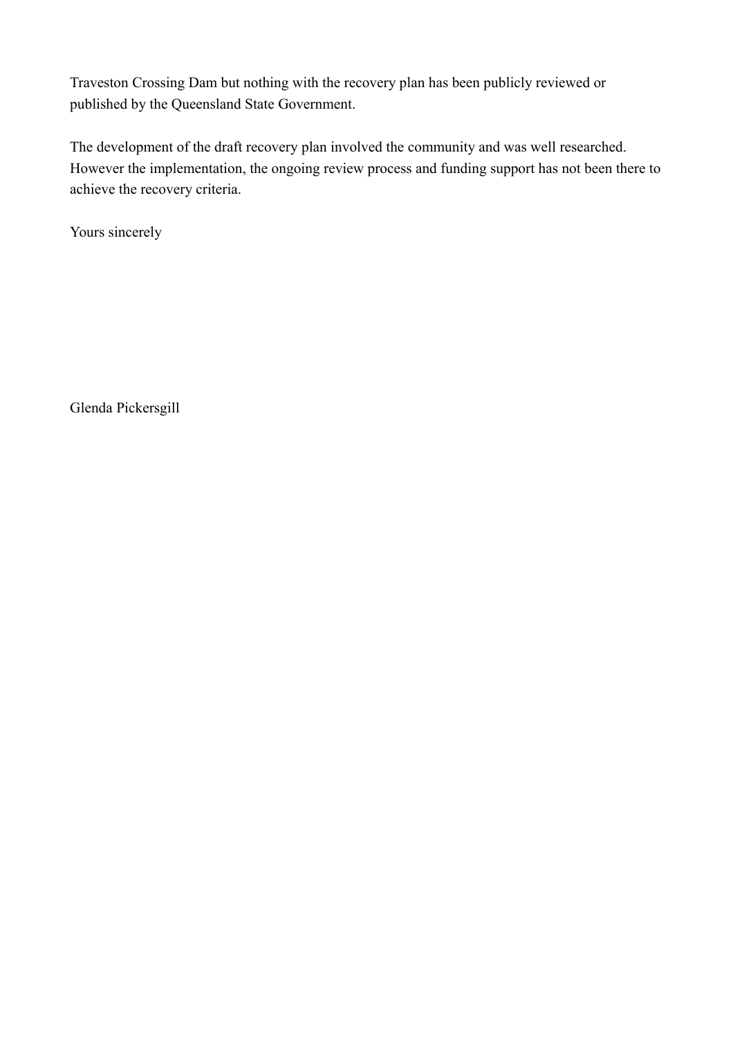Traveston Crossing Dam but nothing with the recovery plan has been publicly reviewed or published by the Queensland State Government.

The development of the draft recovery plan involved the community and was well researched. However the implementation, the ongoing review process and funding support has not been there to achieve the recovery criteria.

Yours sincerely

Glenda Pickersgill